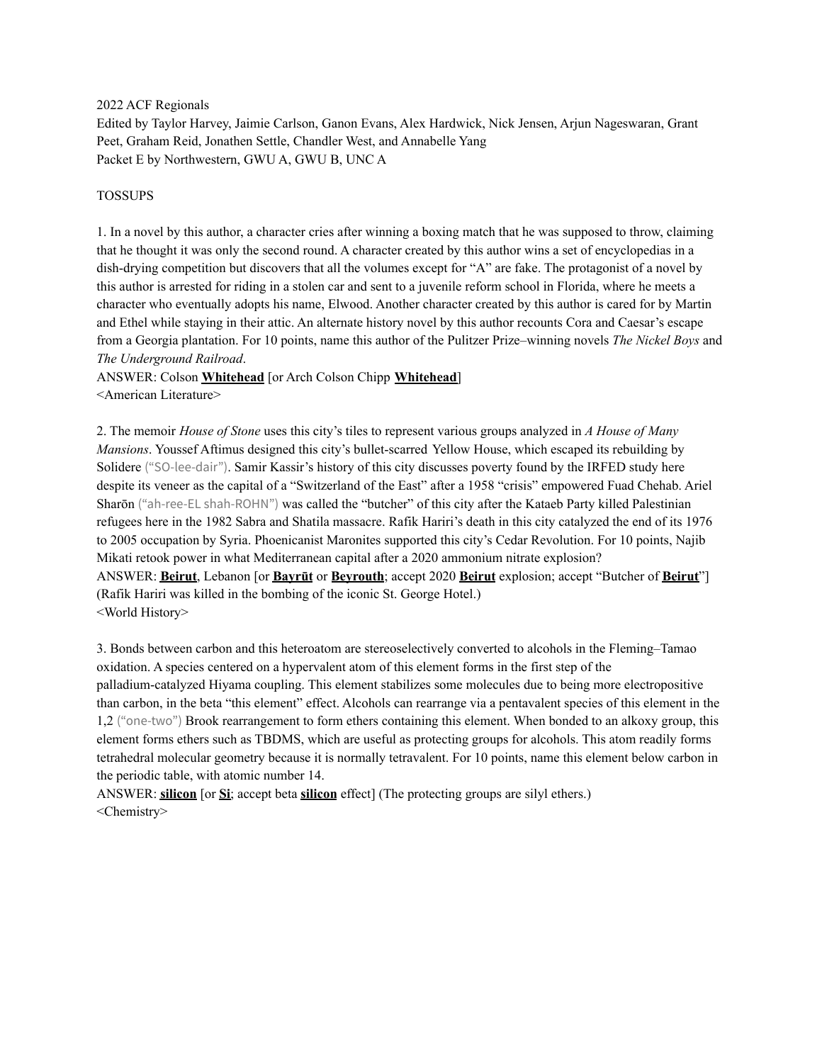2022 ACF Regionals

Edited by Taylor Harvey, Jaimie Carlson, Ganon Evans, Alex Hardwick, Nick Jensen, Arjun Nageswaran, Grant Peet, Graham Reid, Jonathen Settle, Chandler West, and Annabelle Yang

Packet E by Northwestern, GWU A, GWU B, UNC A

TOSSUPS

1. In a novel by this author, a character cries after winning a boxing match that he was supposed to throw, claiming that he thought it was only the second round. A character created by this author wins a set of encyclopedias in a dish-drying competition but discovers that all the volumes except for "A" are fake. The protagonist of a novel by this author is arrested for riding in a stolen car and sent to a juvenile reform school in Florida, where he meets a character who eventually adopts his name, Elwood. Another character created by this author is cared for by Martin and Ethel while staying in their attic. An alternate history novel by this author recounts Cora and Caesar's escape from a Georgia plantation. For 10 points, name this author of the Pulitzer Prize–winning novels *The Nickel Boys* and *The Underground Railroad*.

ANSWER: Colson **Whitehead** [or Arch Colson Chipp **Whitehead**]

<American Literature>

2. The memoir *House of Stone* uses this city's tiles to represent various groups analyzed in *A House of Many Mansions*. Youssef Aftimus designed this city's bullet-scarred Yellow House, which escaped its rebuilding by Solidere ("SO-lee-dair"). Samir Kassir's history of this city discusses poverty found by the IRFED study here despite its veneer as the capital of a "Switzerland of the East" after a 1958 "crisis" empowered Fuad Chehab. Ariel Sharōn ("ah-ree-EL shah-ROHN") was called the "butcher" of this city after the Kataeb Party killed Palestinian refugees here in the 1982 Sabra and Shatila massacre. Rafik Hariri's death in this city catalyzed the end of its 1976 to 2005 occupation by Syria. Phoenicanist Maronites supported this city's Cedar Revolution. For 10 points, Najib Mikati retook power in what Mediterranean capital after a 2020 ammonium nitrate explosion?

ANSWER: **Beirut**, Lebanon [or **Bayrūt** or **Beyrouth**; accept 2020 **Beirut** explosion; accept "Butcher of **Beirut**"] (Rafik Hariri was killed in the bombing of the iconic St. George Hotel.)

<World History>

3. Bonds between carbon and this heteroatom are stereoselectively converted to alcohols in the Fleming–Tamao oxidation. A species centered on a hypervalent atom of this element forms in the first step of the palladium-catalyzed Hiyama coupling. This element stabilizes some molecules due to being more electropositive than carbon, in the beta "this element" effect. Alcohols can rearrange via a pentavalent species of this element in the 1,2 ("one-two") Brook rearrangement to form ethers containing this element. When bonded to an alkoxy group, this element forms ethers such as TBDMS, which are useful as protecting groups for alcohols. This atom readily forms tetrahedral molecular geometry because it is normally tetravalent. For 10 points, name this element below carbon in the periodic table, with atomic number 14.

ANSWER: **silicon** [or **Si**; accept beta **silicon** effect] (The protecting groups are silyl ethers.)

<Chemistry>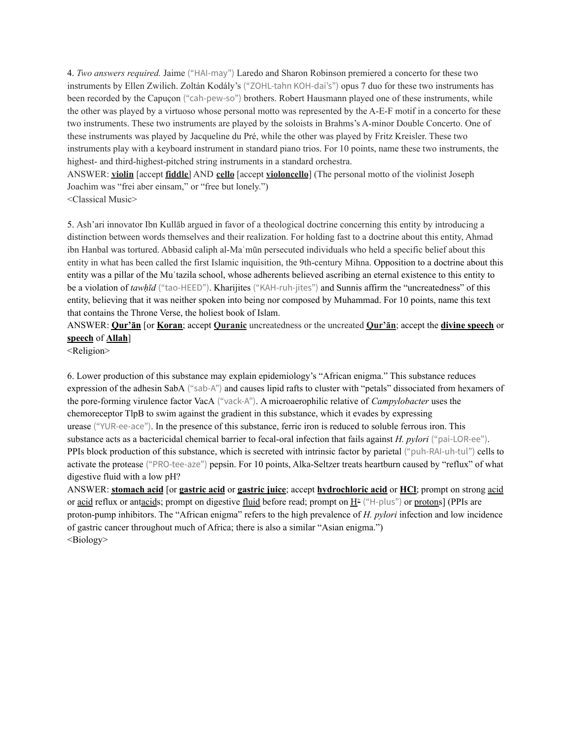4. *Two answers required.* Jaime ("HAI-may") Laredo and Sharon Robinson premiered a concerto for these two instruments by Ellen Zwilich. Zoltán Kodály's ("ZOHL-tahn KOH-dai's") opus 7 duo for these two instruments has been recorded by the Capuçon ("cah-pew-so") brothers. Robert Hausmann played one of these instruments, while the other was played by a virtuoso whose personal motto was represented by the A-E-F motif in a concerto for these two instruments. These two instruments are played by the soloists in Brahms's A-minor Double Concerto. One of these instruments was played by Jacqueline du Pré, while the other was played by Fritz Kreisler. These two instruments play with a keyboard instrument in standard piano trios. For 10 points, name these two instruments, the highest- and third-highest-pitched string instruments in a standard orchestra.

ANSWER: **violin** [accept **fiddle**] AND **cello** [accept **violoncello**] (The personal motto of the violinist Joseph Joachim was "frei aber einsam," or "free but lonely.")

<Classical Music>

5. Ash'ari innovator Ibn Kullāb argued in favor of a theological doctrine concerning this entity by introducing a distinction between words themselves and their realization. For holding fast to a doctrine about this entity, Ahmad ibn Hanbal was tortured. Abbasid caliph al-Maʾmūn persecuted individuals who held a specific belief about this entity in what has been called the first Islamic inquisition, the 9th-century Mihna. Opposition to a doctrine about this entity was a pillar of the Muʿtazila school, whose adherents believed ascribing an eternal existence to this entity to be a violation of *tawḥīd* ("tao-HEED"). Kharijites ("KAH-ruh-jites") and Sunnis affirm the "uncreatedness" of this entity, believing that it was neither spoken into being nor composed by Muhammad. For 10 points, name this text that contains the Throne Verse, the holiest book of Islam.

ANSWER: **Qur'ān** [or **Koran**; accept **Quranic** uncreatedness or the uncreated **Qur'ān**; accept the **divine speech** or **speech** of **Allah**]

<Religion>

6. Lower production of this substance may explain epidemiology's "African enigma." This substance reduces expression of the adhesin SabA ("sab-A") and causes lipid rafts to cluster with "petals" dissociated from hexamers of the pore-forming virulence factor VacA ("vack-A"). A microaerophilic relative of *Campylobacter* uses the chemoreceptor TlpB to swim against the gradient in this substance, which it evades by expressing urease ("YUR-ee-ace"). In the presence of this substance, ferric iron is reduced to soluble ferrous iron. This substance acts as a bactericidal chemical barrier to fecal-oral infection that fails against *H. pylori* ("pai-LOR-ee"). PPIs block production of this substance, which is secreted with intrinsic factor by parietal ("puh-RAI-uh-tul") cells to activate the protease ("PRO-tee-aze") pepsin. For 10 points, Alka-Seltzer treats heartburn caused by "reflux" of what digestive fluid with a low pH?

ANSWER: **stomach acid** [or **gastric acid** or **gastric juice**; accept **hydrochloric acid** or **HCl**; prompt on strong acid or acid reflux or antacids; prompt on digestive fluid before read; prompt on $H^+$ ("H-plus") or protons] (PPIs are proton-pump inhibitors. The "African enigma" refers to the high prevalence of *H. pylori* infection and low incidence of gastric cancer throughout much of Africa; there is also a similar "Asian enigma.")

<Biology>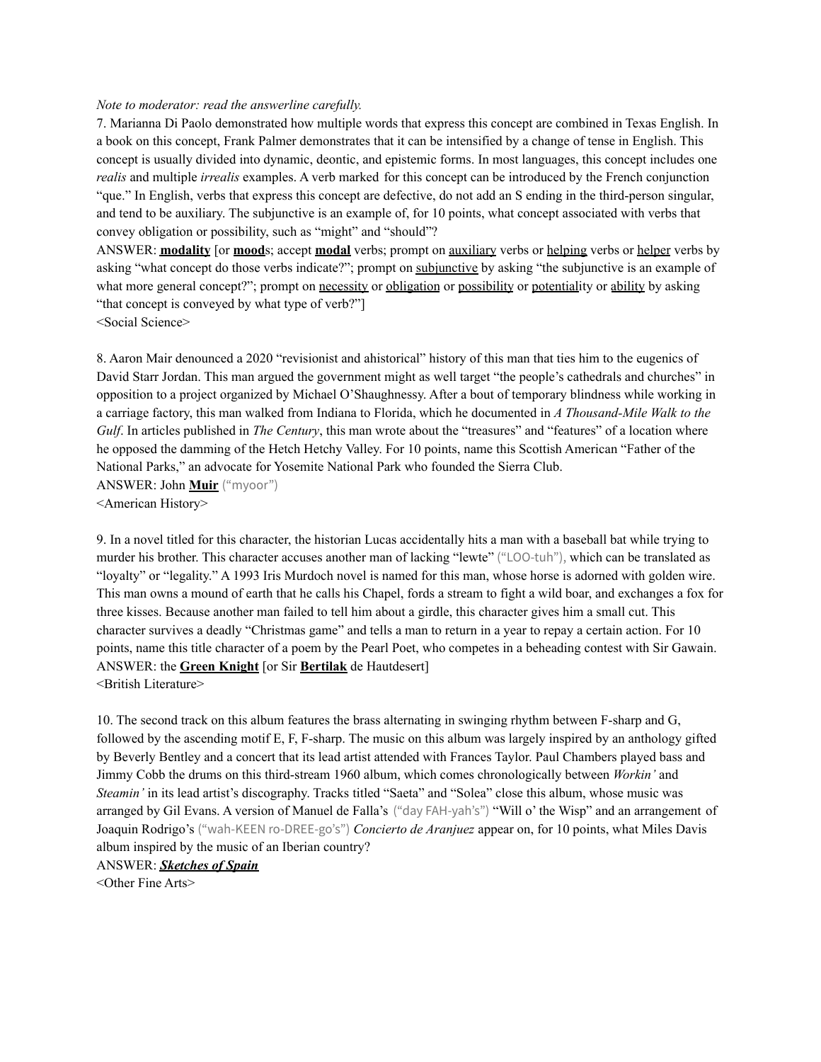*Note to moderator: read the answerline carefully.*

7. Marianna Di Paolo demonstrated how multiple words that express this concept are combined in Texas English. In a book on this concept, Frank Palmer demonstrates that it can be intensified by a change of tense in English. This concept is usually divided into dynamic, deontic, and epistemic forms. In most languages, this concept includes one *realis* and multiple *irrealis* examples. A verb marked for this concept can be introduced by the French conjunction "que." In English, verbs that express this concept are defective, do not add an S ending in the third-person singular, and tend to be auxiliary. The subjunctive is an example of, for 10 points, what concept associated with verbs that convey obligation or possibility, such as "might" and "should"?

ANSWER: **modality** [or **mood**s; accept **modal** verbs; prompt on auxiliary verbs or helping verbs or helper verbs by asking "what concept do those verbs indicate?"; prompt on subjunctive by asking "the subjunctive is an example of what more general concept?"; prompt on necessity or obligation or possibility or potentiality or ability by asking "that concept is conveyed by what type of verb?"]

<Social Science>

8. Aaron Mair denounced a 2020 "revisionist and ahistorical" history of this man that ties him to the eugenics of David Starr Jordan. This man argued the government might as well target "the people's cathedrals and churches" in opposition to a project organized by Michael O'Shaughnessy. After a bout of temporary blindness while working in a carriage factory, this man walked from Indiana to Florida, which he documented in *A Thousand-Mile Walk to the Gulf*. In articles published in *The Century*, this man wrote about the "treasures" and "features" of a location where he opposed the damming of the Hetch Hetchy Valley. For 10 points, name this Scottish American "Father of the National Parks," an advocate for Yosemite National Park who founded the Sierra Club.

ANSWER: John **Muir** ("myoor")

<American History>

9. In a novel titled for this character, the historian Lucas accidentally hits a man with a baseball bat while trying to murder his brother. This character accuses another man of lacking "lewte" ("LOO-tuh"), which can be translated as "loyalty" or "legality." A 1993 Iris Murdoch novel is named for this man, whose horse is adorned with golden wire. This man owns a mound of earth that he calls his Chapel, fords a stream to fight a wild boar, and exchanges a fox for three kisses. Because another man failed to tell him about a girdle, this character gives him a small cut. This character survives a deadly "Christmas game" and tells a man to return in a year to repay a certain action. For 10 points, name this title character of a poem by the Pearl Poet, who competes in a beheading contest with Sir Gawain.

ANSWER: the **Green Knight** [or Sir **Bertilak** de Hautdesert]

<British Literature>

10. The second track on this album features the brass alternating in swinging rhythm between F-sharp and G, followed by the ascending motif E, F, F-sharp. The music on this album was largely inspired by an anthology gifted by Beverly Bentley and a concert that its lead artist attended with Frances Taylor. Paul Chambers played bass and Jimmy Cobb the drums on this third-stream 1960 album, which comes chronologically between *Workin'* and *Steamin'* in its lead artist's discography. Tracks titled "Saeta" and "Solea" close this album, whose music was arranged by Gil Evans. A version of Manuel de Falla's ("day FAH-yah's") "Will o' the Wisp" and an arrangement of Joaquin Rodrigo's ("wah-KEEN ro-DREE-go's") *Concierto de Aranjuez* appear on, for 10 points, what Miles Davis album inspired by the music of an Iberian country?

ANSWER: ***Sketches of Spain***

<Other Fine Arts>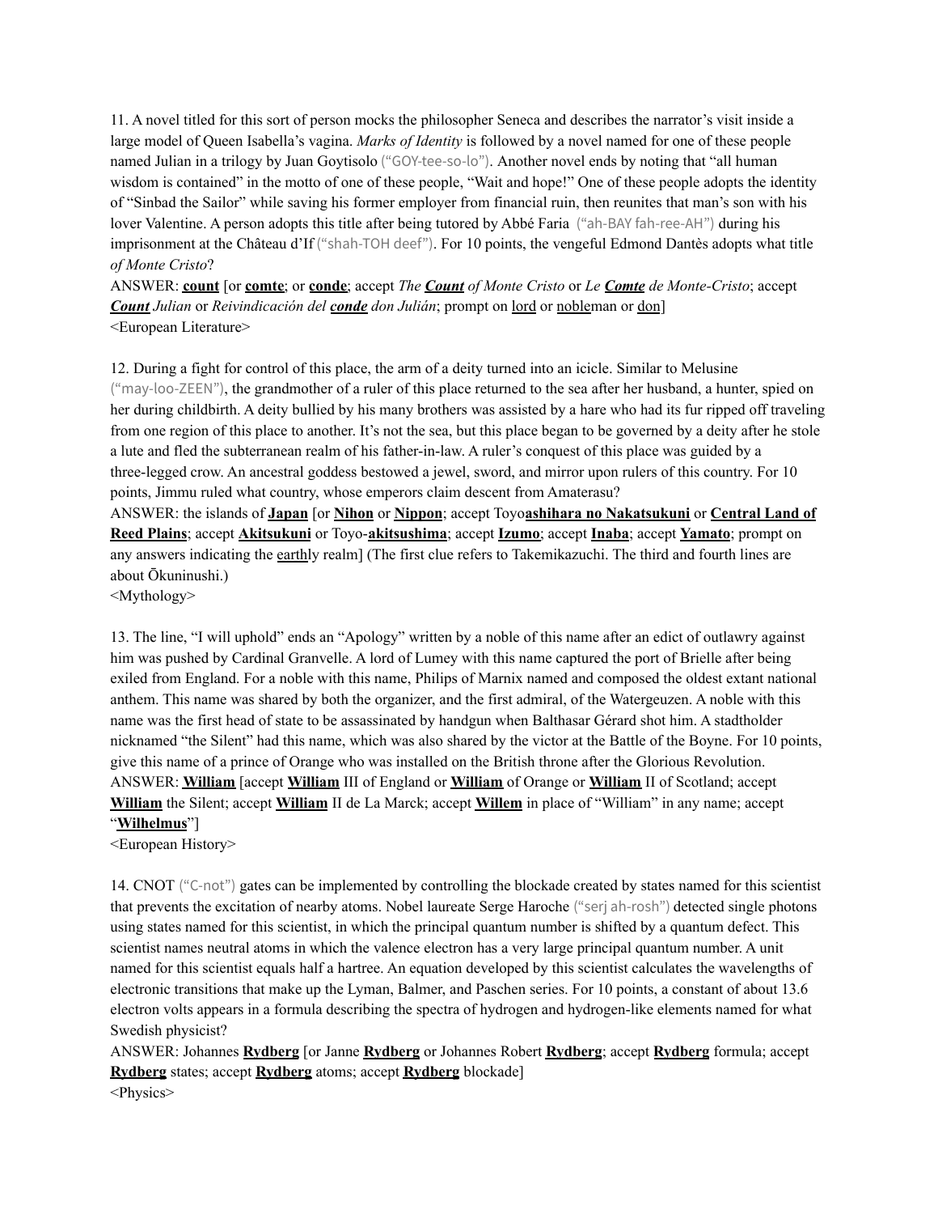11. A novel titled for this sort of person mocks the philosopher Seneca and describes the narrator's visit inside a large model of Queen Isabella's vagina. *Marks of Identity* is followed by a novel named for one of these people named Julian in a trilogy by Juan Goytisolo ("GOY-tee-so-lo"). Another novel ends by noting that "all human wisdom is contained" in the motto of one of these people, "Wait and hope!" One of these people adopts the identity of "Sinbad the Sailor" while saving his former employer from financial ruin, then reunites that man's son with his lover Valentine. A person adopts this title after being tutored by Abbé Faria ("ah-BAY fah-ree-AH") during his imprisonment at the Château d'If ("shah-TOH deef"). For 10 points, the vengeful Edmond Dantès adopts what title *of Monte Cristo*?

ANSWER: **count** [or **comte**; or **conde**; accept *The **Count** of Monte Cristo* or *Le **Comte** de Monte-Cristo*; accept ***Count** Julian* or *Reivindicación del **conde** don Julián*; prompt on lord or nobleman or don]

<European Literature>

12. During a fight for control of this place, the arm of a deity turned into an icicle. Similar to Melusine ("may-loo-ZEEN"), the grandmother of a ruler of this place returned to the sea after her husband, a hunter, spied on her during childbirth. A deity bullied by his many brothers was assisted by a hare who had its fur ripped off traveling from one region of this place to another. It's not the sea, but this place began to be governed by a deity after he stole a lute and fled the subterranean realm of his father-in-law. A ruler's conquest of this place was guided by a three-legged crow. An ancestral goddess bestowed a jewel, sword, and mirror upon rulers of this country. For 10 points, Jimmu ruled what country, whose emperors claim descent from Amaterasu?

ANSWER: the islands of **Japan** [or **Nihon** or **Nippon**; accept Toyo**ashihara no Nakatsukuni** or **Central Land of Reed Plains**; accept **Akitsukuni** or Toyo-**akitsushima**; accept **Izumo**; accept **Inaba**; accept **Yamato**; prompt on any answers indicating the earthly realm] (The first clue refers to Takemikazuchi. The third and fourth lines are about Ōkuninushi.)

<Mythology>

13. The line, "I will uphold" ends an "Apology" written by a noble of this name after an edict of outlawry against him was pushed by Cardinal Granvelle. A lord of Lumey with this name captured the port of Brielle after being exiled from England. For a noble with this name, Philips of Marnix named and composed the oldest extant national anthem. This name was shared by both the organizer, and the first admiral, of the Watergeuzen. A noble with this name was the first head of state to be assassinated by handgun when Balthasar Gérard shot him. A stadtholder nicknamed "the Silent" had this name, which was also shared by the victor at the Battle of the Boyne. For 10 points, give this name of a prince of Orange who was installed on the British throne after the Glorious Revolution.

ANSWER: **William** [accept **William** III of England or **William** of Orange or **William** II of Scotland; accept **William** the Silent; accept **William** II de La Marck; accept **Willem** in place of "William" in any name; accept "**Wilhelmus**"]

<European History>

14. CNOT ("C-not") gates can be implemented by controlling the blockade created by states named for this scientist that prevents the excitation of nearby atoms. Nobel laureate Serge Haroche ("serj ah-rosh") detected single photons using states named for this scientist, in which the principal quantum number is shifted by a quantum defect. This scientist names neutral atoms in which the valence electron has a very large principal quantum number. A unit named for this scientist equals half a hartree. An equation developed by this scientist calculates the wavelengths of electronic transitions that make up the Lyman, Balmer, and Paschen series. For 10 points, a constant of about 13.6 electron volts appears in a formula describing the spectra of hydrogen and hydrogen-like elements named for what Swedish physicist?

ANSWER: Johannes **Rydberg** [or Janne **Rydberg** or Johannes Robert **Rydberg**; accept **Rydberg** formula; accept **Rydberg** states; accept **Rydberg** atoms; accept **Rydberg** blockade]

<Physics>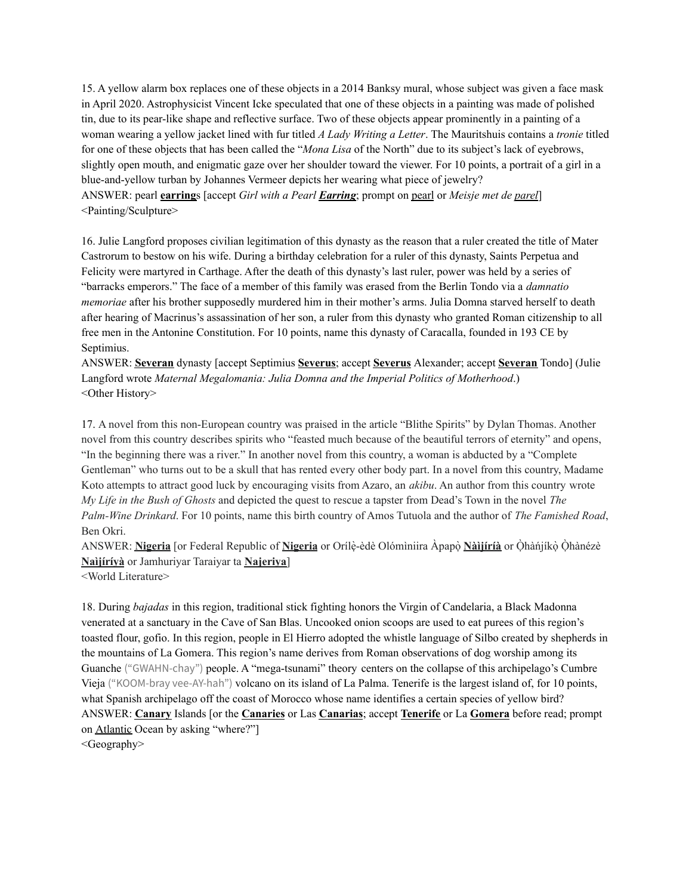15. A yellow alarm box replaces one of these objects in a 2014 Banksy mural, whose subject was given a face mask in April 2020. Astrophysicist Vincent Icke speculated that one of these objects in a painting was made of polished tin, due to its pear-like shape and reflective surface. Two of these objects appear prominently in a painting of a woman wearing a yellow jacket lined with fur titled *A Lady Writing a Letter*. The Mauritshuis contains a *tronie* titled for one of these objects that has been called the "*Mona Lisa* of the North" due to its subject's lack of eyebrows, slightly open mouth, and enigmatic gaze over her shoulder toward the viewer. For 10 points, a portrait of a girl in a blue-and-yellow turban by Johannes Vermeer depicts her wearing what piece of jewelry?

ANSWER: pearl **earring**s [accept *Girl with a Pearl **Earring***; prompt on pearl or *Meisje met de parel*]

<Painting/Sculpture>

16. Julie Langford proposes civilian legitimation of this dynasty as the reason that a ruler created the title of Mater Castrorum to bestow on his wife. During a birthday celebration for a ruler of this dynasty, Saints Perpetua and Felicity were martyred in Carthage. After the death of this dynasty's last ruler, power was held by a series of "barracks emperors." The face of a member of this family was erased from the Berlin Tondo via a *damnatio memoriae* after his brother supposedly murdered him in their mother's arms. Julia Domna starved herself to death after hearing of Macrinus's assassination of her son, a ruler from this dynasty who granted Roman citizenship to all free men in the Antonine Constitution. For 10 points, name this dynasty of Caracalla, founded in 193 CE by Septimius.

ANSWER: **Severan** dynasty [accept Septimius **Severus**; accept **Severus** Alexander; accept **Severan** Tondo] (Julie Langford wrote *Maternal Megalomania: Julia Domna and the Imperial Politics of Motherhood*.)

<Other History>

17. A novel from this non-European country was praised in the article "Blithe Spirits" by Dylan Thomas. Another novel from this country describes spirits who "feasted much because of the beautiful terrors of eternity" and opens, "In the beginning there was a river." In another novel from this country, a woman is abducted by a "Complete Gentleman" who turns out to be a skull that has rented every other body part. In a novel from this country, Madame Koto attempts to attract good luck by encouraging visits from Azaro, an *akibu*. An author from this country wrote *My Life in the Bush of Ghosts* and depicted the quest to rescue a tapster from Dead's Town in the novel *The Palm-Wine Drinkard*. For 10 points, name this birth country of Amos Tutuola and the author of *The Famished Road*, Ben Okri.

ANSWER: **Nigeria** [or Federal Republic of **Nigeria** or Orílẹ̀-èdè Olómìniira Àpapọ̀ **Nàìjíríà** or Ọ̀hàńjíkọ̀ Ọ̀hànézè **Naìjíríyà** or Jamhuriyar Taraiyar ta **Najeriya**]

<World Literature>

18. During *bajadas* in this region, traditional stick fighting honors the Virgin of Candelaria, a Black Madonna venerated at a sanctuary in the Cave of San Blas. Uncooked onion scoops are used to eat purees of this region's toasted flour, gofio. In this region, people in El Hierro adopted the whistle language of Silbo created by shepherds in the mountains of La Gomera. This region's name derives from Roman observations of dog worship among its Guanche ("GWAHN-chay") people. A "mega-tsunami" theory centers on the collapse of this archipelago's Cumbre Vieja ("KOOM-bray vee-AY-hah") volcano on its island of La Palma. Tenerife is the largest island of, for 10 points, what Spanish archipelago off the coast of Morocco whose name identifies a certain species of yellow bird?

ANSWER: **Canary** Islands [or the **Canaries** or Las **Canarias**; accept **Tenerife** or La **Gomera** before read; prompt on Atlantic Ocean by asking "where?"]

<Geography>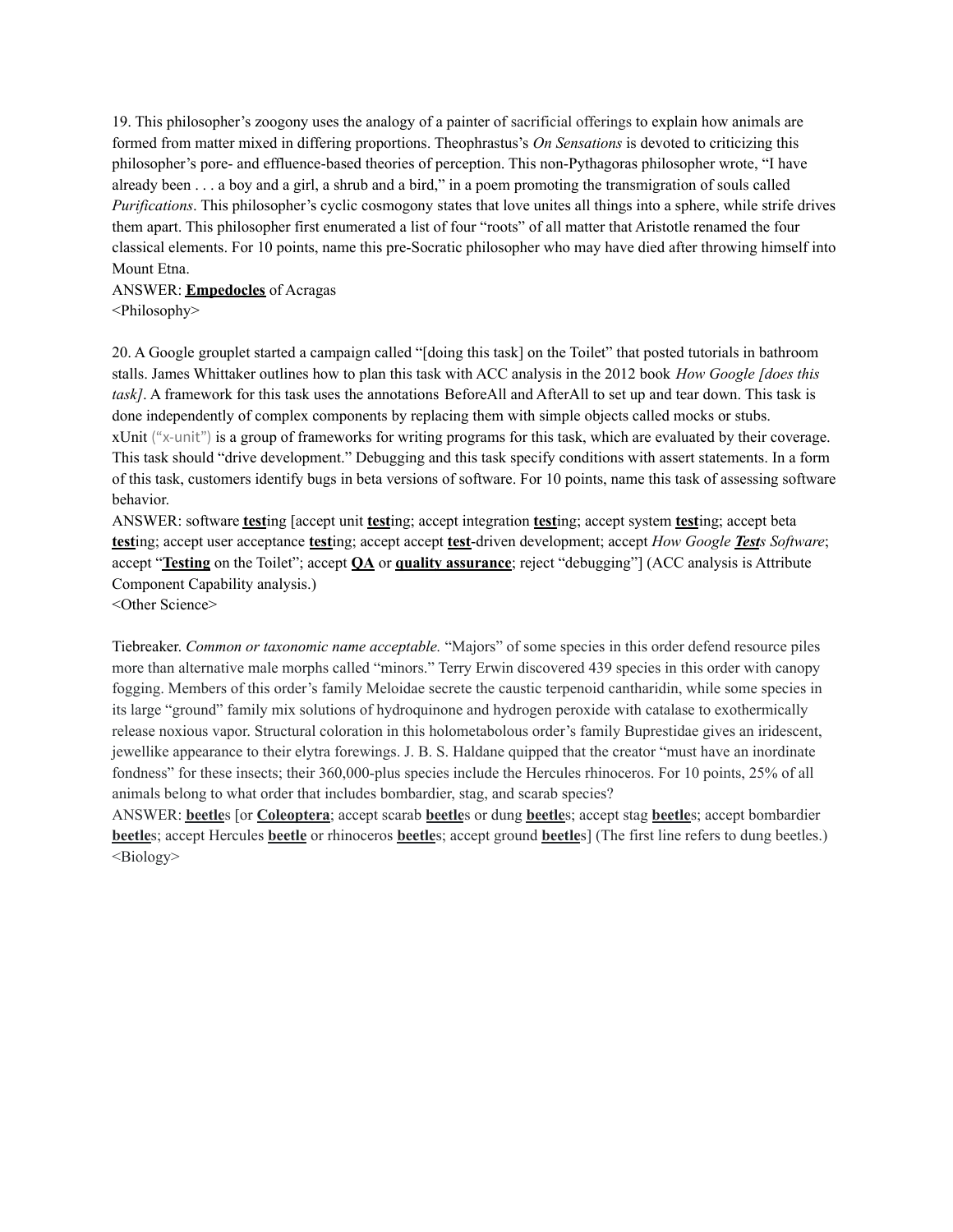19. This philosopher's zoogony uses the analogy of a painter of sacrificial offerings to explain how animals are formed from matter mixed in differing proportions. Theophrastus's *On Sensations* is devoted to criticizing this philosopher's pore- and effluence-based theories of perception. This non-Pythagoras philosopher wrote, "I have already been . . . a boy and a girl, a shrub and a bird," in a poem promoting the transmigration of souls called *Purifications*. This philosopher's cyclic cosmogony states that love unites all things into a sphere, while strife drives them apart. This philosopher first enumerated a list of four "roots" of all matter that Aristotle renamed the four classical elements. For 10 points, name this pre-Socratic philosopher who may have died after throwing himself into Mount Etna.
ANSWER: **Empedocles** of Acragas
<Philosophy>

20. A Google grouplet started a campaign called "[doing this task] on the Toilet" that posted tutorials in bathroom stalls. James Whittaker outlines how to plan this task with ACC analysis in the 2012 book *How Google [does this task]*. A framework for this task uses the annotations BeforeAll and AfterAll to set up and tear down. This task is done independently of complex components by replacing them with simple objects called mocks or stubs. xUnit ("x-unit") is a group of frameworks for writing programs for this task, which are evaluated by their coverage. This task should "drive development." Debugging and this task specify conditions with assert statements. In a form of this task, customers identify bugs in beta versions of software. For 10 points, name this task of assessing software behavior.
ANSWER: software **test**ing [accept unit **test**ing; accept integration **test**ing; accept system **test**ing; accept beta **test**ing; accept user acceptance **test**ing; accept accept **test**-driven development; accept *How Google **Test**s Software*; accept "**Testing** on the Toilet"; accept **QA** or **quality assurance**; reject "debugging"] (ACC analysis is Attribute Component Capability analysis.)
<Other Science>

Tiebreaker. *Common or taxonomic name acceptable.* "Majors" of some species in this order defend resource piles more than alternative male morphs called "minors." Terry Erwin discovered 439 species in this order with canopy fogging. Members of this order's family Meloidae secrete the caustic terpenoid cantharidin, while some species in its large "ground" family mix solutions of hydroquinone and hydrogen peroxide with catalase to exothermically release noxious vapor. Structural coloration in this holometabolous order's family Buprestidae gives an iridescent, jewellike appearance to their elytra forewings. J. B. S. Haldane quipped that the creator "must have an inordinate fondness" for these insects; their 360,000-plus species include the Hercules rhinoceros. For 10 points, 25% of all animals belong to what order that includes bombardier, stag, and scarab species?
ANSWER: **beetle**s [or **Coleoptera**; accept scarab **beetle**s or dung **beetle**s; accept stag **beetle**s; accept bombardier **beetle**s; accept Hercules **beetle** or rhinoceros **beetle**s; accept ground **beetle**s] (The first line refers to dung beetles.)
<Biology>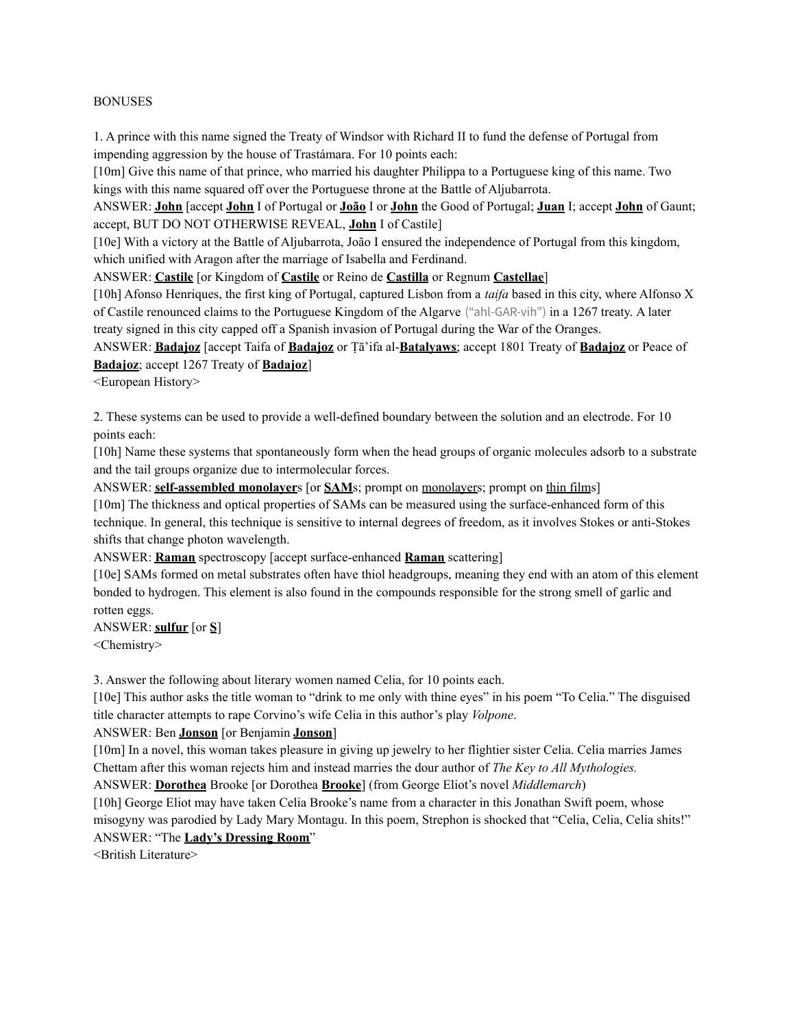BONUSES

1. A prince with this name signed the Treaty of Windsor with Richard II to fund the defense of Portugal from impending aggression by the house of Trastámara. For 10 points each:

[10m] Give this name of that prince, who married his daughter Philippa to a Portuguese king of this name. Two kings with this name squared off over the Portuguese throne at the Battle of Aljubarrota.

ANSWER: **John** [accept **John** I of Portugal or **João** I or **John** the Good of Portugal; **Juan** I; accept **John** of Gaunt; accept, BUT DO NOT OTHERWISE REVEAL, **John** I of Castile]

[10e] With a victory at the Battle of Aljubarrota, João I ensured the independence of Portugal from this kingdom, which unified with Aragon after the marriage of Isabella and Ferdinand.

ANSWER: **Castile** [or Kingdom of **Castile** or Reino de **Castilla** or Regnum **Castellae**]

[10h] Afonso Henriques, the first king of Portugal, captured Lisbon from a *taifa* based in this city, where Alfonso X of Castile renounced claims to the Portuguese Kingdom of the Algarve ("ahl-GAR-vih") in a 1267 treaty. A later treaty signed in this city capped off a Spanish invasion of Portugal during the War of the Oranges.

ANSWER: **Badajoz** [accept Taifa of **Badajoz** or Ṭā'ifa al-**Batalyaws**; accept 1801 Treaty of **Badajoz** or Peace of **Badajoz**; accept 1267 Treaty of **Badajoz**]

<European History>

2. These systems can be used to provide a well-defined boundary between the solution and an electrode. For 10 points each:

[10h] Name these systems that spontaneously form when the head groups of organic molecules adsorb to a substrate and the tail groups organize due to intermolecular forces.

ANSWER: **self-assembled monolayer**s [or **SAM**s; prompt on monolayers; prompt on thin films]

[10m] The thickness and optical properties of SAMs can be measured using the surface-enhanced form of this technique. In general, this technique is sensitive to internal degrees of freedom, as it involves Stokes or anti-Stokes shifts that change photon wavelength.

ANSWER: **Raman** spectroscopy [accept surface-enhanced **Raman** scattering]

[10e] SAMs formed on metal substrates often have thiol headgroups, meaning they end with an atom of this element bonded to hydrogen. This element is also found in the compounds responsible for the strong smell of garlic and rotten eggs.

ANSWER: **sulfur** [or **S**]

<Chemistry>

3. Answer the following about literary women named Celia, for 10 points each.

[10e] This author asks the title woman to "drink to me only with thine eyes" in his poem "To Celia." The disguised title character attempts to rape Corvino's wife Celia in this author's play *Volpone*.

ANSWER: Ben **Jonson** [or Benjamin **Jonson**]

[10m] In a novel, this woman takes pleasure in giving up jewelry to her flightier sister Celia. Celia marries James Chettam after this woman rejects him and instead marries the dour author of *The Key to All Mythologies.*

ANSWER: **Dorothea** Brooke [or Dorothea **Brooke**] (from George Eliot's novel *Middlemarch*)

[10h] George Eliot may have taken Celia Brooke's name from a character in this Jonathan Swift poem, whose misogyny was parodied by Lady Mary Montagu. In this poem, Strephon is shocked that "Celia, Celia, Celia shits!"

ANSWER: "The **Lady's Dressing Room**"

<British Literature>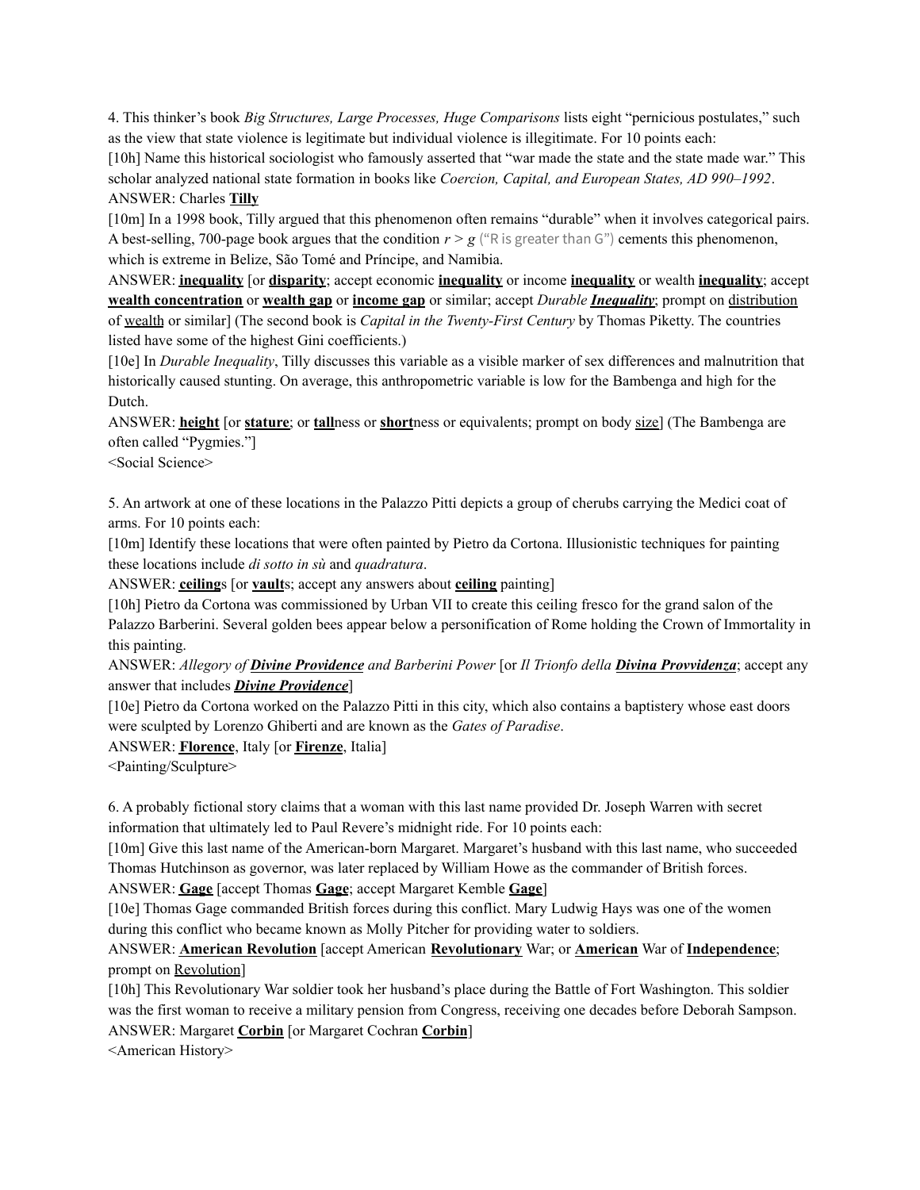4. This thinker's book *Big Structures, Large Processes, Huge Comparisons* lists eight "pernicious postulates," such as the view that state violence is legitimate but individual violence is illegitimate. For 10 points each:

[10h] Name this historical sociologist who famously asserted that "war made the state and the state made war." This scholar analyzed national state formation in books like *Coercion, Capital, and European States, AD 990–1992*.

ANSWER: Charles **Tilly**

[10m] In a 1998 book, Tilly argued that this phenomenon often remains "durable" when it involves categorical pairs. A best-selling, 700-page book argues that the condition $r > g$ ("R is greater than G") cements this phenomenon, which is extreme in Belize, São Tomé and Príncipe, and Namibia.

ANSWER: **inequality** [or **disparity**; accept economic **inequality** or income **inequality** or wealth **inequality**; accept **wealth concentration** or **wealth gap** or **income gap** or similar; accept *Durable **Inequality***; prompt on distribution of wealth or similar] (The second book is *Capital in the Twenty-First Century* by Thomas Piketty. The countries listed have some of the highest Gini coefficients.)

[10e] In *Durable Inequality*, Tilly discusses this variable as a visible marker of sex differences and malnutrition that historically caused stunting. On average, this anthropometric variable is low for the Bambenga and high for the Dutch.

ANSWER: **height** [or **stature**; or **tall**ness or **short**ness or equivalents; prompt on body size] (The Bambenga are often called "Pygmies."]

<Social Science>

5. An artwork at one of these locations in the Palazzo Pitti depicts a group of cherubs carrying the Medici coat of arms. For 10 points each:

[10m] Identify these locations that were often painted by Pietro da Cortona. Illusionistic techniques for painting these locations include *di sotto in sù* and *quadratura*.

ANSWER: **ceiling**s [or **vault**s; accept any answers about **ceiling** painting]

[10h] Pietro da Cortona was commissioned by Urban VII to create this ceiling fresco for the grand salon of the Palazzo Barberini. Several golden bees appear below a personification of Rome holding the Crown of Immortality in this painting.

ANSWER: *Allegory of **Divine Providence** and Barberini Power* [or *Il Trionfo della **Divina Provvidenza***; accept any answer that includes ***Divine Providence***]

[10e] Pietro da Cortona worked on the Palazzo Pitti in this city, which also contains a baptistery whose east doors were sculpted by Lorenzo Ghiberti and are known as the *Gates of Paradise*.

ANSWER: **Florence**, Italy [or **Firenze**, Italia]

<Painting/Sculpture>

6. A probably fictional story claims that a woman with this last name provided Dr. Joseph Warren with secret information that ultimately led to Paul Revere's midnight ride. For 10 points each:

[10m] Give this last name of the American-born Margaret. Margaret's husband with this last name, who succeeded Thomas Hutchinson as governor, was later replaced by William Howe as the commander of British forces.

ANSWER: **Gage** [accept Thomas **Gage**; accept Margaret Kemble **Gage**]

[10e] Thomas Gage commanded British forces during this conflict. Mary Ludwig Hays was one of the women during this conflict who became known as Molly Pitcher for providing water to soldiers.

ANSWER: **American Revolution** [accept American **Revolutionary** War; or **American** War of **Independence**; prompt on Revolution]

[10h] This Revolutionary War soldier took her husband's place during the Battle of Fort Washington. This soldier was the first woman to receive a military pension from Congress, receiving one decades before Deborah Sampson.

ANSWER: Margaret **Corbin** [or Margaret Cochran **Corbin**]

<American History>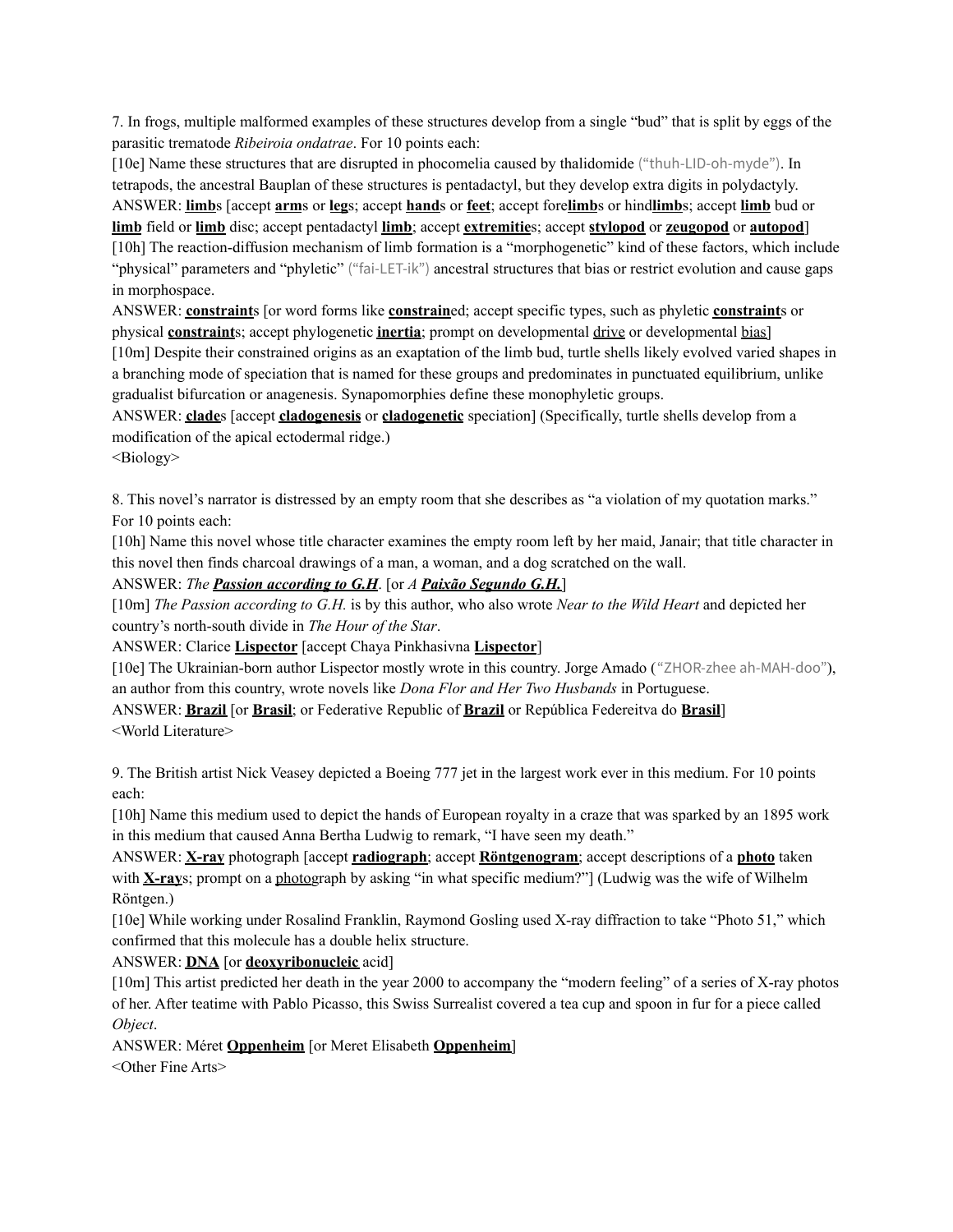7. In frogs, multiple malformed examples of these structures develop from a single "bud" that is split by eggs of the parasitic trematode *Ribeiroia ondatrae*. For 10 points each:

[10e] Name these structures that are disrupted in phocomelia caused by thalidomide ("thuh-LID-oh-myde"). In tetrapods, the ancestral Bauplan of these structures is pentadactyl, but they develop extra digits in polydactyly.

ANSWER: **limb**s [accept **arm**s or **leg**s; accept **hand**s or **feet**; accept fore**limb**s or hind**limb**s; accept **limb** bud or **limb** field or **limb** disc; accept pentadactyl **limb**; accept **extremitie**s; accept **stylopod** or **zeugopod** or **autopod**]

[10h] The reaction-diffusion mechanism of limb formation is a "morphogenetic" kind of these factors, which include "physical" parameters and "phyletic" ("fai-LET-ik") ancestral structures that bias or restrict evolution and cause gaps in morphospace.

ANSWER: **constraint**s [or word forms like **constrain**ed; accept specific types, such as phyletic **constraint**s or physical **constraint**s; accept phylogenetic **inertia**; prompt on developmental drive or developmental bias]

[10m] Despite their constrained origins as an exaptation of the limb bud, turtle shells likely evolved varied shapes in a branching mode of speciation that is named for these groups and predominates in punctuated equilibrium, unlike gradualist bifurcation or anagenesis. Synapomorphies define these monophyletic groups.

ANSWER: **clade**s [accept **cladogenesis** or **cladogenetic** speciation] (Specifically, turtle shells develop from a modification of the apical ectodermal ridge.)

<Biology>

8. This novel's narrator is distressed by an empty room that she describes as "a violation of my quotation marks." For 10 points each:

[10h] Name this novel whose title character examines the empty room left by her maid, Janair; that title character in this novel then finds charcoal drawings of a man, a woman, and a dog scratched on the wall.

ANSWER: *The **Passion according to G.H***. [or *A **Paixão Segundo G.H.***]

[10m] *The Passion according to G.H.* is by this author, who also wrote *Near to the Wild Heart* and depicted her country's north-south divide in *The Hour of the Star*.

ANSWER: Clarice **Lispector** [accept Chaya Pinkhasivna **Lispector**]

[10e] The Ukrainian-born author Lispector mostly wrote in this country. Jorge Amado ("ZHOR-zhee ah-MAH-doo"), an author from this country, wrote novels like *Dona Flor and Her Two Husbands* in Portuguese.

ANSWER: **Brazil** [or **Brasil**; or Federative Republic of **Brazil** or República Federeitva do **Brasil**]

<World Literature>

9. The British artist Nick Veasey depicted a Boeing 777 jet in the largest work ever in this medium. For 10 points each:

[10h] Name this medium used to depict the hands of European royalty in a craze that was sparked by an 1895 work in this medium that caused Anna Bertha Ludwig to remark, "I have seen my death."

ANSWER: **X-ray** photograph [accept **radiograph**; accept **Röntgenogram**; accept descriptions of a **photo** taken with **X-ray**s; prompt on a photograph by asking "in what specific medium?"] (Ludwig was the wife of Wilhelm Röntgen.)

[10e] While working under Rosalind Franklin, Raymond Gosling used X-ray diffraction to take "Photo 51," which confirmed that this molecule has a double helix structure.

ANSWER: **DNA** [or **deoxyribonucleic** acid]

[10m] This artist predicted her death in the year 2000 to accompany the "modern feeling" of a series of X-ray photos of her. After teatime with Pablo Picasso, this Swiss Surrealist covered a tea cup and spoon in fur for a piece called *Object*.

ANSWER: Méret **Oppenheim** [or Meret Elisabeth **Oppenheim**]

<Other Fine Arts>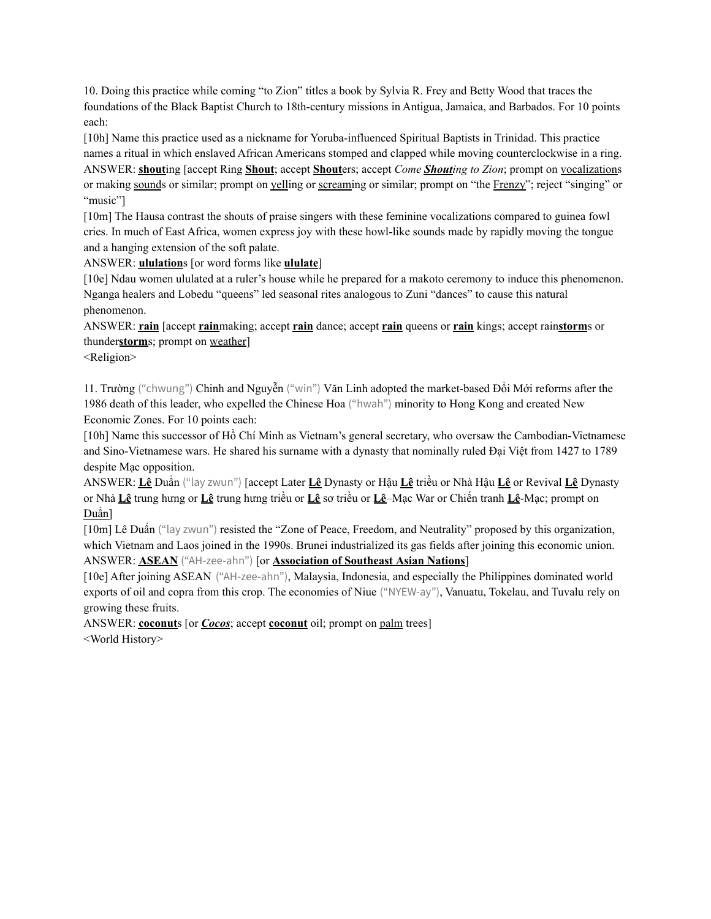10. Doing this practice while coming "to Zion" titles a book by Sylvia R. Frey and Betty Wood that traces the foundations of the Black Baptist Church to 18th-century missions in Antigua, Jamaica, and Barbados. For 10 points each:

[10h] Name this practice used as a nickname for Yoruba-influenced Spiritual Baptists in Trinidad. This practice names a ritual in which enslaved African Americans stomped and clapped while moving counterclockwise in a ring.

ANSWER: **<u>shout</u>**ing [accept Ring **<u>Shout</u>**; accept **<u>Shout</u>**ers; accept *Come **<u>Shout</u>**ing to Zion*; prompt on <u>vocalization</u>s or making <u>sound</u>s or similar; prompt on <u>yell</u>ing or <u>scream</u>ing or similar; prompt on "the <u>Frenzy</u>"; reject "singing" or "music"]

[10m] The Hausa contrast the shouts of praise singers with these feminine vocalizations compared to guinea fowl cries. In much of East Africa, women express joy with these howl-like sounds made by rapidly moving the tongue and a hanging extension of the soft palate.

ANSWER: **<u>ululation</u>**s [or word forms like **<u>ululate</u>**]

[10e] Ndau women ululated at a ruler's house while he prepared for a makoto ceremony to induce this phenomenon. Nganga healers and Lobedu "queens" led seasonal rites analogous to Zuni "dances" to cause this natural phenomenon.

ANSWER: **<u>rain</u>** [accept **<u>rain</u>**making; accept **<u>rain</u>** dance; accept **<u>rain</u>** queens or **<u>rain</u>** kings; accept rain**<u>storm</u>**s or thunder**<u>storm</u>**s; prompt on <u>weather</u>]

<Religion>

11. Trường ("chwung") Chinh and Nguyễn ("win") Văn Linh adopted the market-based Đổi Mới reforms after the 1986 death of this leader, who expelled the Chinese Hoa ("hwah") minority to Hong Kong and created New Economic Zones. For 10 points each:

[10h] Name this successor of Hồ Chí Minh as Vietnam's general secretary, who oversaw the Cambodian-Vietnamese and Sino-Vietnamese wars. He shared his surname with a dynasty that nominally ruled Đại Việt from 1427 to 1789 despite Mạc opposition.

ANSWER: **<u>Lê</u>** Duẩn ("lay zwun") [accept Later **<u>Lê</u>** Dynasty or Hậu **<u>Lê</u>** triều or Nhà Hậu **<u>Lê</u>** or Revival **<u>Lê</u>** Dynasty or Nhà **<u>Lê</u>** trung hưng or **<u>Lê</u>** trung hưng triều or **<u>Lê</u>** sơ triều or **<u>Lê</u>**–Mạc War or Chiến tranh **<u>Lê</u>**-Mạc; prompt on <u>Duẩn</u>]

[10m] Lê Duẩn ("lay zwun") resisted the "Zone of Peace, Freedom, and Neutrality" proposed by this organization, which Vietnam and Laos joined in the 1990s. Brunei industrialized its gas fields after joining this economic union.

ANSWER: **<u>ASEAN</u>** ("AH-zee-ahn") [or **<u>Association of Southeast Asian Nations</u>**]

[10e] After joining ASEAN ("AH-zee-ahn"), Malaysia, Indonesia, and especially the Philippines dominated world exports of oil and copra from this crop. The economies of Niue ("NYEW-ay"), Vanuatu, Tokelau, and Tuvalu rely on growing these fruits.

ANSWER: **<u>coconut</u>**s [or ***<u>Cocos</u>***; accept **<u>coconut</u>** oil; prompt on <u>palm</u> trees]

<World History>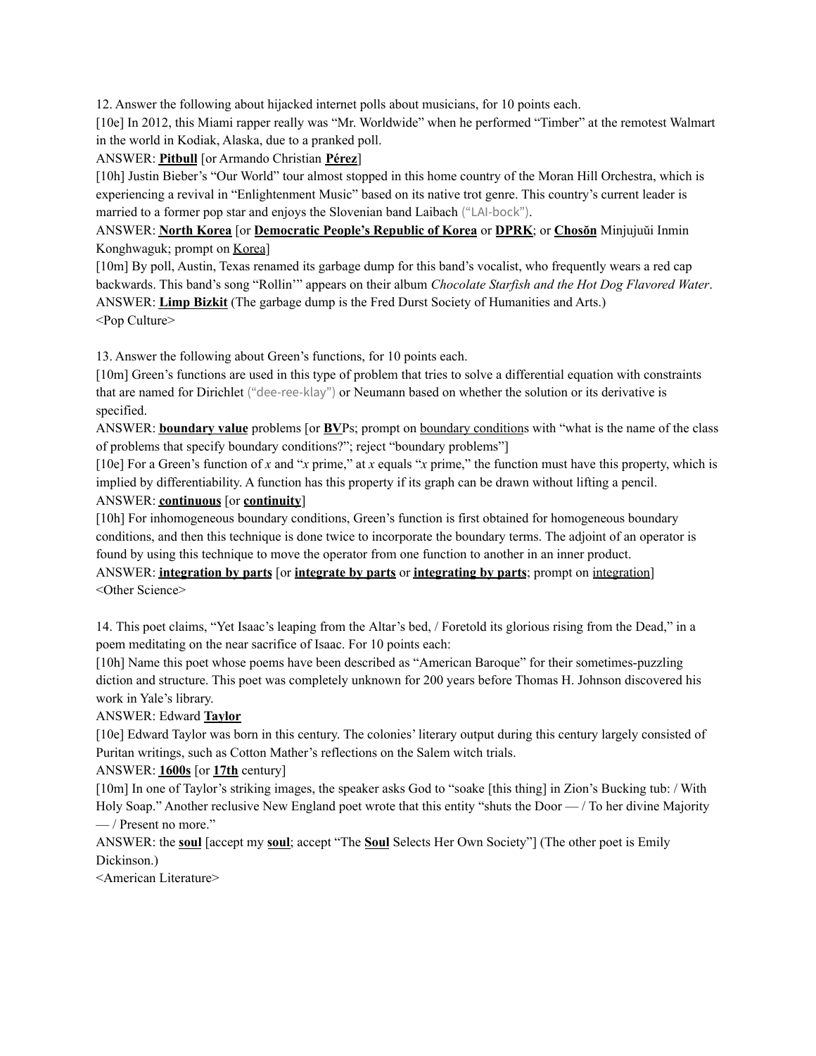12. Answer the following about hijacked internet polls about musicians, for 10 points each.

[10e] In 2012, this Miami rapper really was "Mr. Worldwide" when he performed "Timber" at the remotest Walmart in the world in Kodiak, Alaska, due to a pranked poll.

ANSWER: **Pitbull** [or Armando Christian **Pérez**]

[10h] Justin Bieber's "Our World" tour almost stopped in this home country of the Moran Hill Orchestra, which is experiencing a revival in "Enlightenment Music" based on its native trot genre. This country's current leader is married to a former pop star and enjoys the Slovenian band Laibach ("LAI-bock").

ANSWER: **North Korea** [or **Democratic People's Republic of Korea** or **DPRK**; or **Chosŏn** Minjujuŭi Inmin Konghwaguk; prompt on Korea]

[10m] By poll, Austin, Texas renamed its garbage dump for this band's vocalist, who frequently wears a red cap backwards. This band's song "Rollin'" appears on their album *Chocolate Starfish and the Hot Dog Flavored Water*.

ANSWER: **Limp Bizkit** (The garbage dump is the Fred Durst Society of Humanities and Arts.)

<Pop Culture>

13. Answer the following about Green's functions, for 10 points each.

[10m] Green's functions are used in this type of problem that tries to solve a differential equation with constraints that are named for Dirichlet ("dee-ree-klay") or Neumann based on whether the solution or its derivative is specified.

ANSWER: **boundary value** problems [or **BV**Ps; prompt on boundary conditions with "what is the name of the class of problems that specify boundary conditions?"; reject "boundary problems"]

[10e] For a Green's function of $x$ and "$x$ prime," at $x$ equals "$x$ prime," the function must have this property, which is implied by differentiability. A function has this property if its graph can be drawn without lifting a pencil.

ANSWER: **continuous** [or **continuity**]

[10h] For inhomogeneous boundary conditions, Green's function is first obtained for homogeneous boundary conditions, and then this technique is done twice to incorporate the boundary terms. The adjoint of an operator is found by using this technique to move the operator from one function to another in an inner product.

ANSWER: **integration by parts** [or **integrate by parts** or **integrating by parts**; prompt on integration]

<Other Science>

14. This poet claims, "Yet Isaac's leaping from the Altar's bed, / Foretold its glorious rising from the Dead," in a poem meditating on the near sacrifice of Isaac. For 10 points each:

[10h] Name this poet whose poems have been described as "American Baroque" for their sometimes-puzzling diction and structure. This poet was completely unknown for 200 years before Thomas H. Johnson discovered his work in Yale's library.

ANSWER: Edward **Taylor**

[10e] Edward Taylor was born in this century. The colonies' literary output during this century largely consisted of Puritan writings, such as Cotton Mather's reflections on the Salem witch trials.

ANSWER: **1600s** [or **17th** century]

[10m] In one of Taylor's striking images, the speaker asks God to "soake [this thing] in Zion's Bucking tub: / With Holy Soap." Another reclusive New England poet wrote that this entity "shuts the Door — / To her divine Majority — / Present no more."

ANSWER: the **soul** [accept my **soul**; accept "The **Soul** Selects Her Own Society"] (The other poet is Emily Dickinson.)

<American Literature>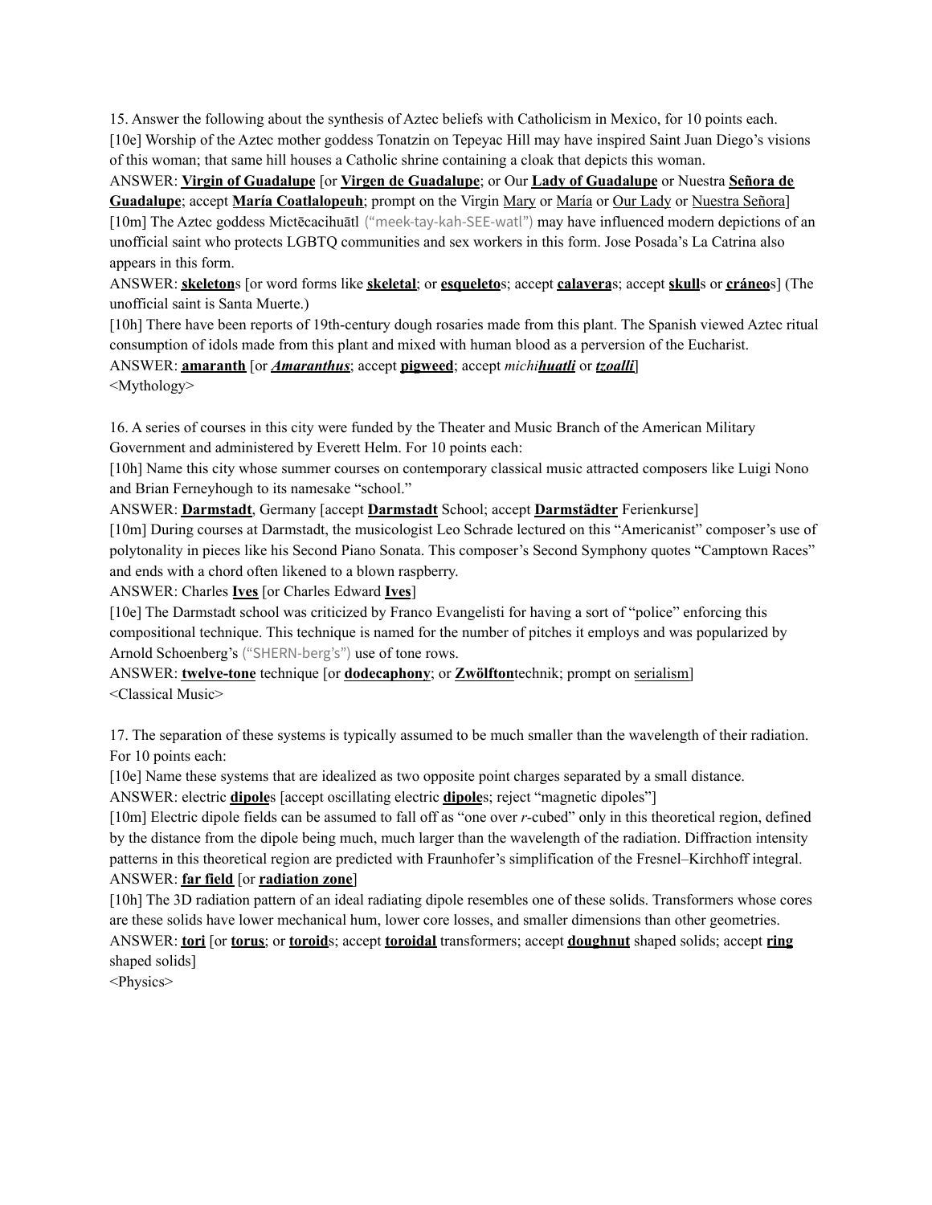15. Answer the following about the synthesis of Aztec beliefs with Catholicism in Mexico, for 10 points each.

[10e] Worship of the Aztec mother goddess Tonatzin on Tepeyac Hill may have inspired Saint Juan Diego's visions of this woman; that same hill houses a Catholic shrine containing a cloak that depicts this woman.

ANSWER: **Virgin of Guadalupe** [or **Virgen de Guadalupe**; or Our **Lady of Guadalupe** or Nuestra **Señora de Guadalupe**; accept **María Coatlalopeuh**; prompt on the Virgin Mary or María or Our Lady or Nuestra Señora]

[10m] The Aztec goddess Mictēcacihuātl ("meek-tay-kah-SEE-watl") may have influenced modern depictions of an unofficial saint who protects LGBTQ communities and sex workers in this form. Jose Posada's La Catrina also appears in this form.

ANSWER: **skeleton**s [or word forms like **skeletal**; or **esqueleto**s; accept **calavera**s; accept **skull**s or **cráneo**s] (The unofficial saint is Santa Muerte.)

[10h] There have been reports of 19th-century dough rosaries made from this plant. The Spanish viewed Aztec ritual consumption of idols made from this plant and mixed with human blood as a perversion of the Eucharist.

ANSWER: **amaranth** [or ***Amaranthus***; accept **pigweed**; accept *michi**huatli*** or ***tzoalli***]

<Mythology>

16. A series of courses in this city were funded by the Theater and Music Branch of the American Military Government and administered by Everett Helm. For 10 points each:

[10h] Name this city whose summer courses on contemporary classical music attracted composers like Luigi Nono and Brian Ferneyhough to its namesake "school."

ANSWER: **Darmstadt**, Germany [accept **Darmstadt** School; accept **Darmstädter** Ferienkurse]

[10m] During courses at Darmstadt, the musicologist Leo Schrade lectured on this "Americanist" composer's use of polytonality in pieces like his Second Piano Sonata. This composer's Second Symphony quotes "Camptown Races" and ends with a chord often likened to a blown raspberry.

ANSWER: Charles **Ives** [or Charles Edward **Ives**]

[10e] The Darmstadt school was criticized by Franco Evangelisti for having a sort of "police" enforcing this compositional technique. This technique is named for the number of pitches it employs and was popularized by Arnold Schoenberg's ("SHERN-berg's") use of tone rows.

ANSWER: **twelve-tone** technique [or **dodecaphony**; or **Zwölfton**technik; prompt on serialism]

<Classical Music>

17. The separation of these systems is typically assumed to be much smaller than the wavelength of their radiation. For 10 points each:

[10e] Name these systems that are idealized as two opposite point charges separated by a small distance.

ANSWER: electric **dipole**s [accept oscillating electric **dipole**s; reject "magnetic dipoles"]

[10m] Electric dipole fields can be assumed to fall off as "one over *r*-cubed" only in this theoretical region, defined by the distance from the dipole being much, much larger than the wavelength of the radiation. Diffraction intensity patterns in this theoretical region are predicted with Fraunhofer's simplification of the Fresnel–Kirchhoff integral.

ANSWER: **far field** [or **radiation zone**]

[10h] The 3D radiation pattern of an ideal radiating dipole resembles one of these solids. Transformers whose cores are these solids have lower mechanical hum, lower core losses, and smaller dimensions than other geometries.

ANSWER: **tori** [or **torus**; or **toroid**s; accept **toroidal** transformers; accept **doughnut** shaped solids; accept **ring** shaped solids]

<Physics>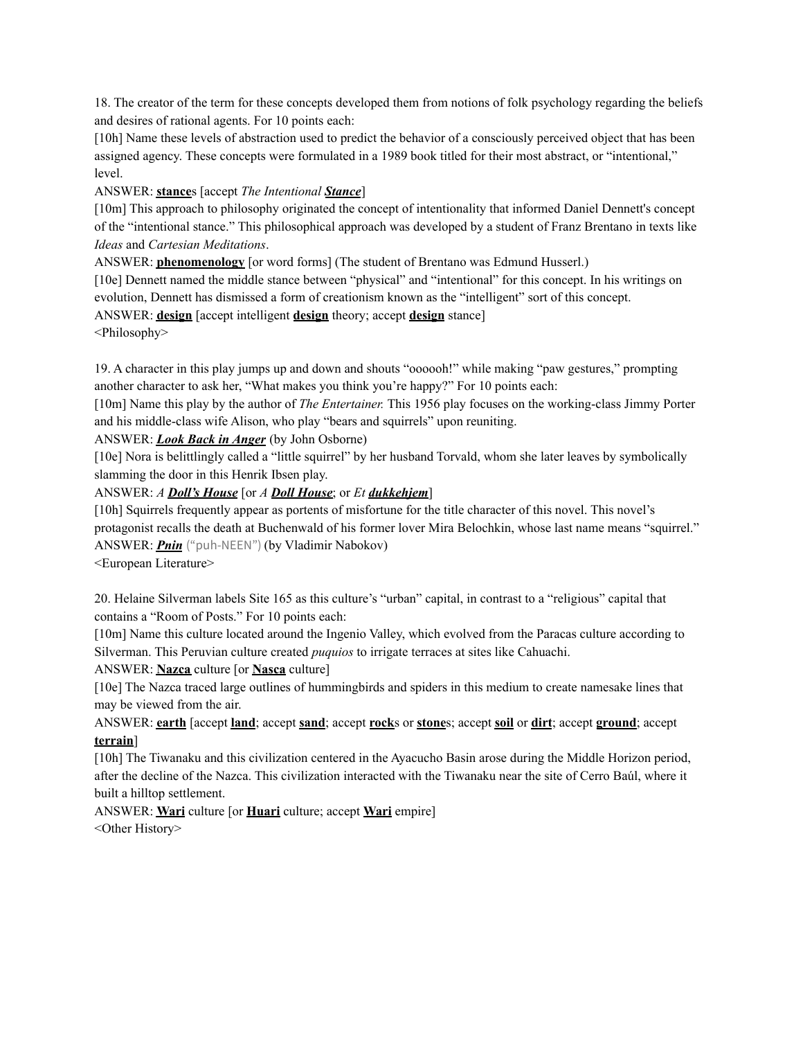18. The creator of the term for these concepts developed them from notions of folk psychology regarding the beliefs and desires of rational agents. For 10 points each:

[10h] Name these levels of abstraction used to predict the behavior of a consciously perceived object that has been assigned agency. These concepts were formulated in a 1989 book titled for their most abstract, or "intentional," level.

ANSWER: **stance**s [accept *The Intentional **Stance***]

[10m] This approach to philosophy originated the concept of intentionality that informed Daniel Dennett's concept of the "intentional stance." This philosophical approach was developed by a student of Franz Brentano in texts like *Ideas* and *Cartesian Meditations*.

ANSWER: **phenomenology** [or word forms] (The student of Brentano was Edmund Husserl.)

[10e] Dennett named the middle stance between "physical" and "intentional" for this concept. In his writings on evolution, Dennett has dismissed a form of creationism known as the "intelligent" sort of this concept.

ANSWER: **design** [accept intelligent **design** theory; accept **design** stance]

<Philosophy>

19. A character in this play jumps up and down and shouts "oooooh!" while making "paw gestures," prompting another character to ask her, "What makes you think you're happy?" For 10 points each:

[10m] Name this play by the author of *The Entertainer.* This 1956 play focuses on the working-class Jimmy Porter and his middle-class wife Alison, who play "bears and squirrels" upon reuniting.

ANSWER: ***Look Back in Anger*** (by John Osborne)

[10e] Nora is belittlingly called a "little squirrel" by her husband Torvald, whom she later leaves by symbolically slamming the door in this Henrik Ibsen play.

ANSWER: *A **Doll's House*** [or *A **Doll House***; or *Et **dukkehjem***]

[10h] Squirrels frequently appear as portents of misfortune for the title character of this novel. This novel's protagonist recalls the death at Buchenwald of his former lover Mira Belochkin, whose last name means "squirrel."

ANSWER: ***Pnin*** ("puh-NEEN") (by Vladimir Nabokov)

<European Literature>

20. Helaine Silverman labels Site 165 as this culture's "urban" capital, in contrast to a "religious" capital that contains a "Room of Posts." For 10 points each:

[10m] Name this culture located around the Ingenio Valley, which evolved from the Paracas culture according to Silverman. This Peruvian culture created *puquios* to irrigate terraces at sites like Cahuachi.

ANSWER: **Nazca** culture [or **Nasca** culture]

[10e] The Nazca traced large outlines of hummingbirds and spiders in this medium to create namesake lines that may be viewed from the air.

ANSWER: **earth** [accept **land**; accept **sand**; accept **rock**s or **stone**s; accept **soil** or **dirt**; accept **ground**; accept **terrain**]

[10h] The Tiwanaku and this civilization centered in the Ayacucho Basin arose during the Middle Horizon period, after the decline of the Nazca. This civilization interacted with the Tiwanaku near the site of Cerro Baúl, where it built a hilltop settlement.

ANSWER: **Wari** culture [or **Huari** culture; accept **Wari** empire]

<Other History>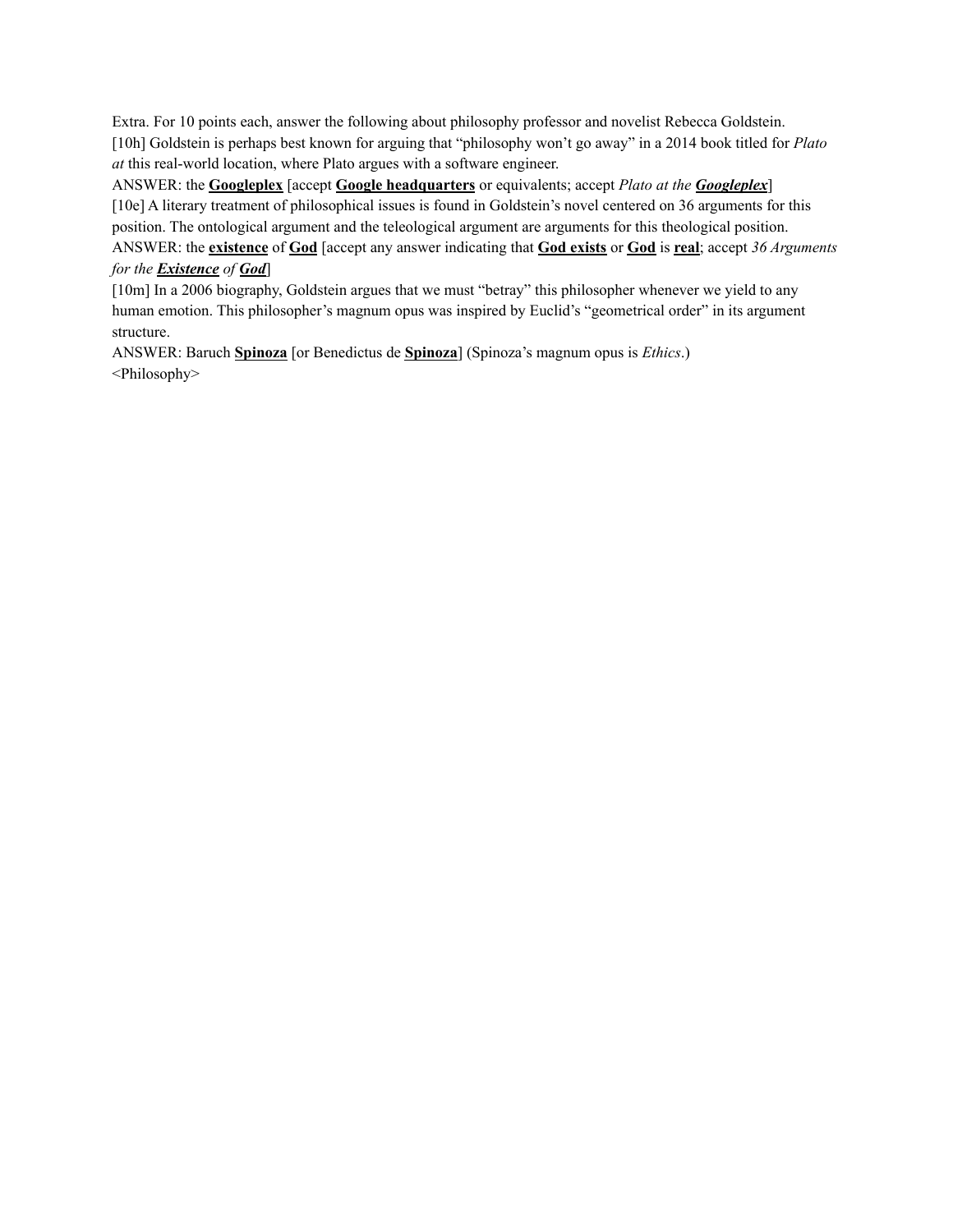Extra. For 10 points each, answer the following about philosophy professor and novelist Rebecca Goldstein.

[10h] Goldstein is perhaps best known for arguing that "philosophy won't go away" in a 2014 book titled for *Plato at* this real-world location, where Plato argues with a software engineer.

ANSWER: the **Googleplex** [accept **Google headquarters** or equivalents; accept *Plato at the **Googleplex***]

[10e] A literary treatment of philosophical issues is found in Goldstein's novel centered on 36 arguments for this position. The ontological argument and the teleological argument are arguments for this theological position.

ANSWER: the **existence** of **God** [accept any answer indicating that **God exists** or **God** is **real**; accept *36 Arguments for the **Existence** of **God***]

[10m] In a 2006 biography, Goldstein argues that we must "betray" this philosopher whenever we yield to any human emotion. This philosopher's magnum opus was inspired by Euclid's "geometrical order" in its argument structure.

ANSWER: Baruch **Spinoza** [or Benedictus de **Spinoza**] (Spinoza's magnum opus is *Ethics*.)

<Philosophy>